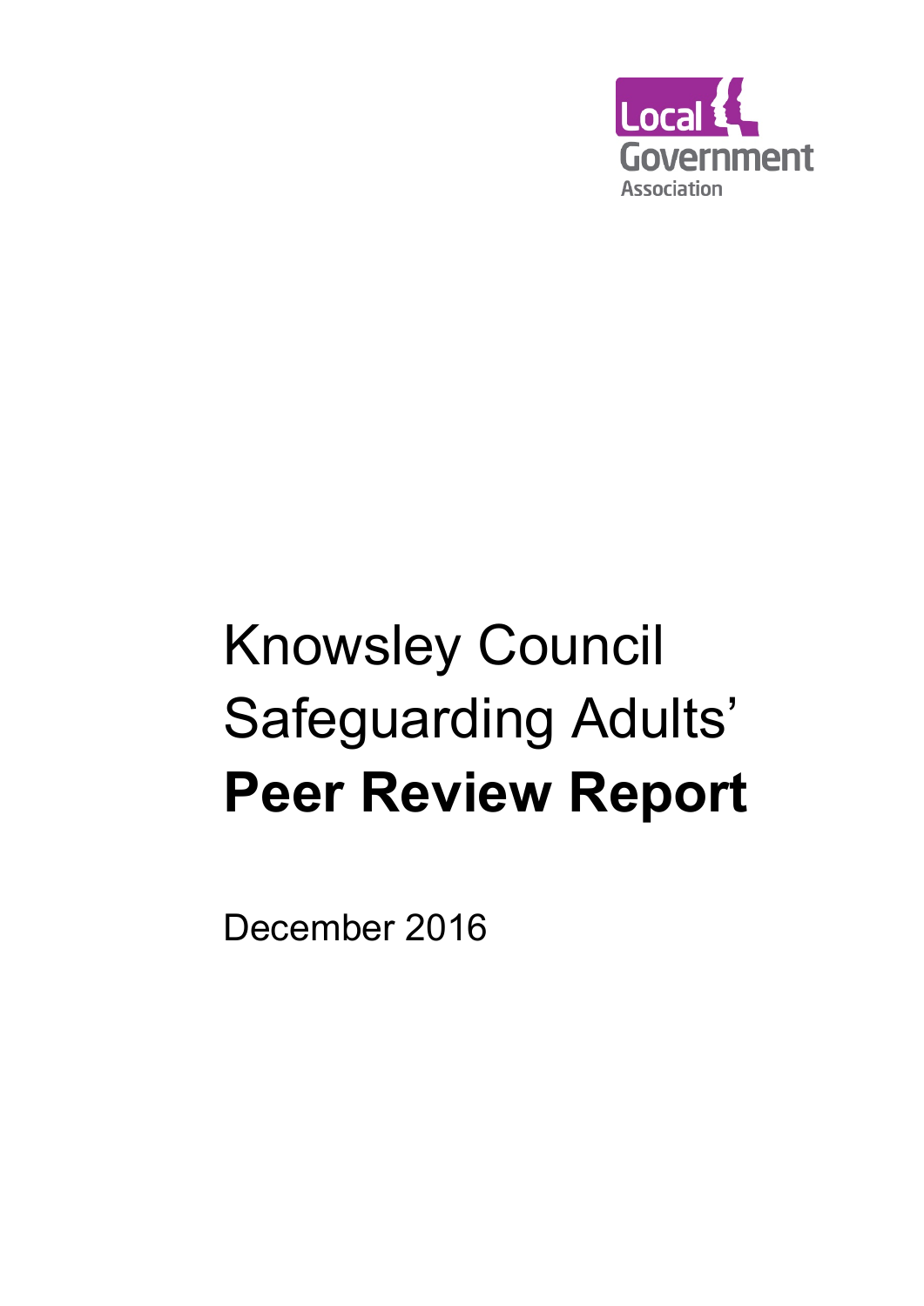Local Government Association

# Knowsley Council Safeguarding Adults' **Peer Review Report**

December 2016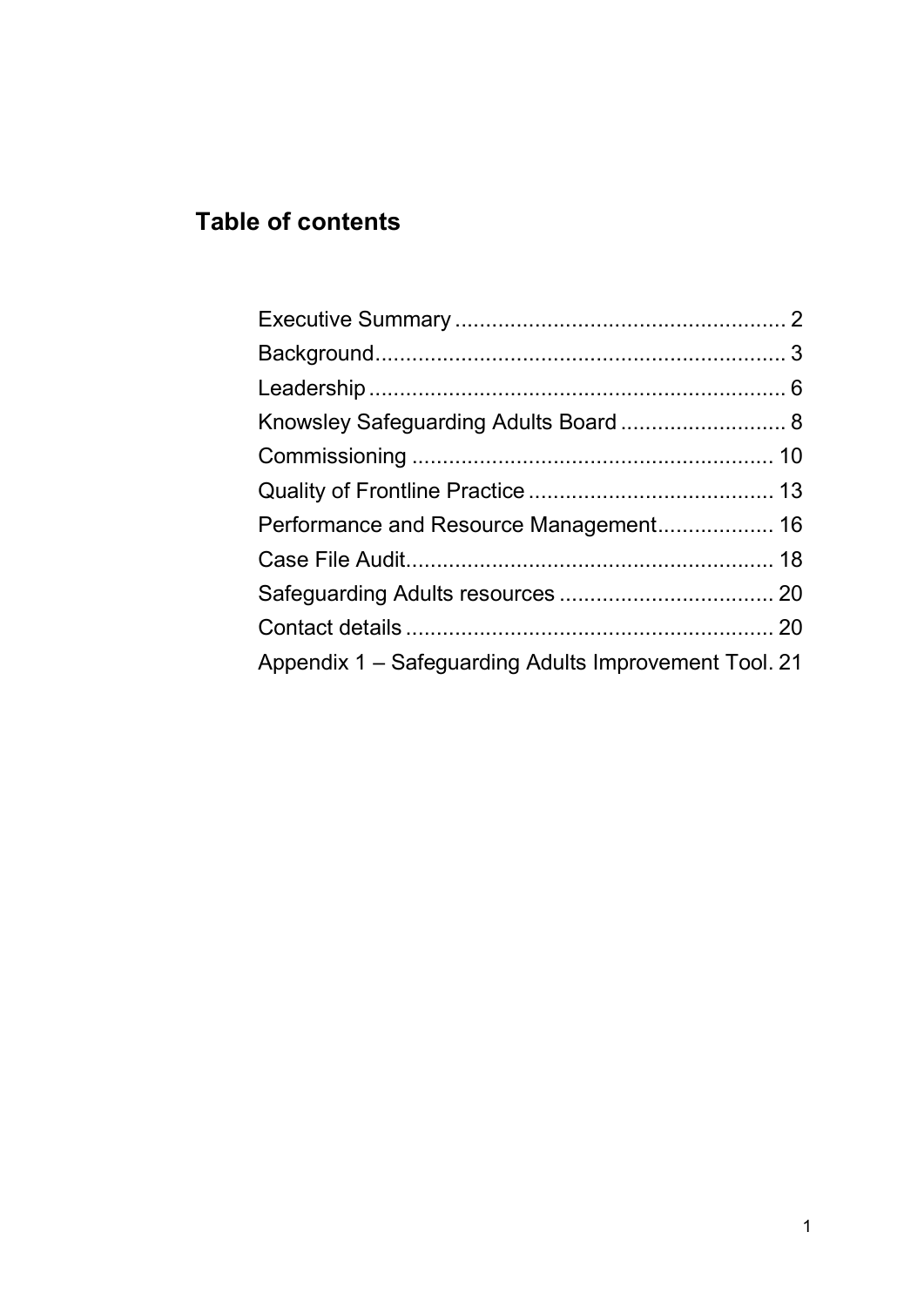## Table of contents

- Executive Summary ..................................................... 2
- Background................................................................... 3
- Leadership .................................................................... 6
- Knowsley Safeguarding Adults Board ........................... 8
- Commissioning ........................................................... 10
- Quality of Frontline Practice ........................................ 13
- Performance and Resource Management................... 16
- Case File Audit............................................................ 18
- Safeguarding Adults resources ................................... 20
- Contact details ............................................................ 20
- Appendix 1 – Safeguarding Adults Improvement Tool. 21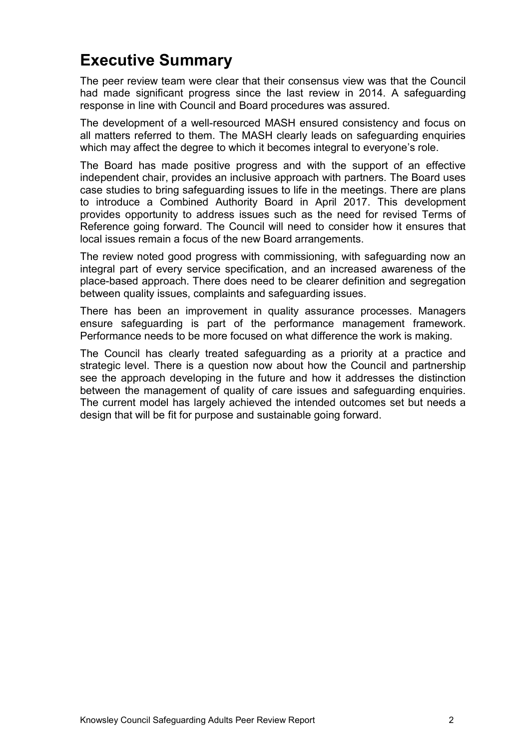# Executive Summary

The peer review team were clear that their consensus view was that the Council had made significant progress since the last review in 2014. A safeguarding response in line with Council and Board procedures was assured.

The development of a well-resourced MASH ensured consistency and focus on all matters referred to them. The MASH clearly leads on safeguarding enquiries which may affect the degree to which it becomes integral to everyone's role.

The Board has made positive progress and with the support of an effective independent chair, provides an inclusive approach with partners. The Board uses case studies to bring safeguarding issues to life in the meetings. There are plans to introduce a Combined Authority Board in April 2017. This development provides opportunity to address issues such as the need for revised Terms of Reference going forward. The Council will need to consider how it ensures that local issues remain a focus of the new Board arrangements.

The review noted good progress with commissioning, with safeguarding now an integral part of every service specification, and an increased awareness of the place-based approach. There does need to be clearer definition and segregation between quality issues, complaints and safeguarding issues.

There has been an improvement in quality assurance processes. Managers ensure safeguarding is part of the performance management framework. Performance needs to be more focused on what difference the work is making.

The Council has clearly treated safeguarding as a priority at a practice and strategic level. There is a question now about how the Council and partnership see the approach developing in the future and how it addresses the distinction between the management of quality of care issues and safeguarding enquiries. The current model has largely achieved the intended outcomes set but needs a design that will be fit for purpose and sustainable going forward.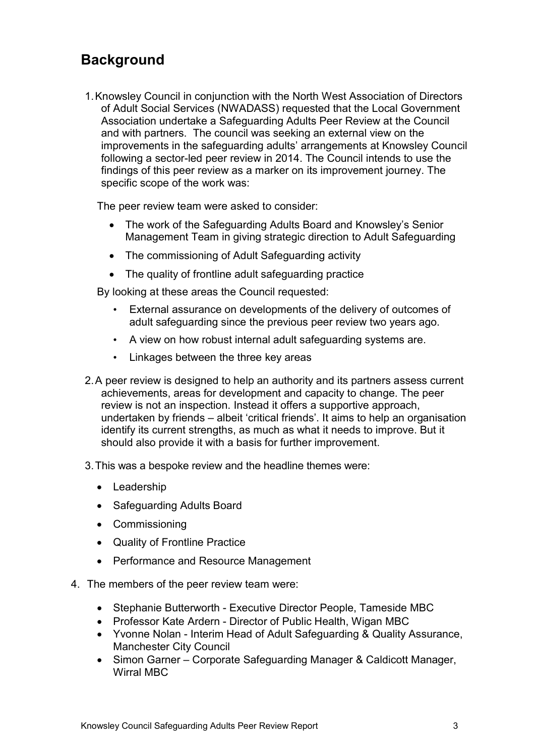## Background

1. Knowsley Council in conjunction with the North West Association of Directors of Adult Social Services (NWADASS) requested that the Local Government Association undertake a Safeguarding Adults Peer Review at the Council and with partners. The council was seeking an external view on the improvements in the safeguarding adults' arrangements at Knowsley Council following a sector-led peer review in 2014. The Council intends to use the findings of this peer review as a marker on its improvement journey. The specific scope of the work was:

   The peer review team were asked to consider:

   - The work of the Safeguarding Adults Board and Knowsley's Senior Management Team in giving strategic direction to Adult Safeguarding
   - The commissioning of Adult Safeguarding activity
   - The quality of frontline adult safeguarding practice

   By looking at these areas the Council requested:

   - External assurance on developments of the delivery of outcomes of adult safeguarding since the previous peer review two years ago.
   - A view on how robust internal adult safeguarding systems are.
   - Linkages between the three key areas

2. A peer review is designed to help an authority and its partners assess current achievements, areas for development and capacity to change. The peer review is not an inspection. Instead it offers a supportive approach, undertaken by friends – albeit 'critical friends'. It aims to help an organisation identify its current strengths, as much as what it needs to improve. But it should also provide it with a basis for further improvement.

3. This was a bespoke review and the headline themes were:

   - Leadership
   - Safeguarding Adults Board
   - Commissioning
   - Quality of Frontline Practice
   - Performance and Resource Management

4. The members of the peer review team were:

   - Stephanie Butterworth - Executive Director People, Tameside MBC
   - Professor Kate Ardern - Director of Public Health, Wigan MBC
   - Yvonne Nolan - Interim Head of Adult Safeguarding & Quality Assurance, Manchester City Council
   - Simon Garner – Corporate Safeguarding Manager & Caldicott Manager, Wirral MBC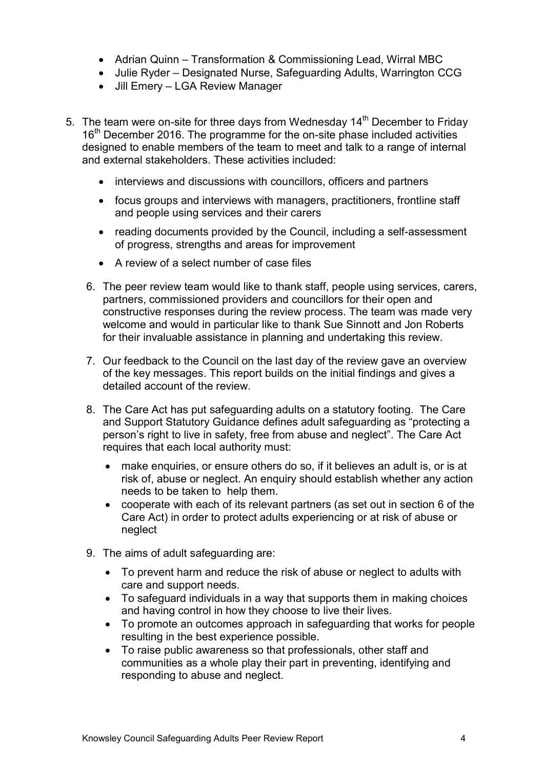- Adrian Quinn – Transformation & Commissioning Lead, Wirral MBC
- Julie Ryder – Designated Nurse, Safeguarding Adults, Warrington CCG
- Jill Emery – LGA Review Manager

5. The team were on-site for three days from Wednesday 14th December to Friday 16th December 2016. The programme for the on-site phase included activities designed to enable members of the team to meet and talk to a range of internal and external stakeholders. These activities included:

   - interviews and discussions with councillors, officers and partners
   - focus groups and interviews with managers, practitioners, frontline staff and people using services and their carers
   - reading documents provided by the Council, including a self-assessment of progress, strengths and areas for improvement
   - A review of a select number of case files

6. The peer review team would like to thank staff, people using services, carers, partners, commissioned providers and councillors for their open and constructive responses during the review process. The team was made very welcome and would in particular like to thank Sue Sinnott and Jon Roberts for their invaluable assistance in planning and undertaking this review.

7. Our feedback to the Council on the last day of the review gave an overview of the key messages. This report builds on the initial findings and gives a detailed account of the review.

8. The Care Act has put safeguarding adults on a statutory footing. The Care and Support Statutory Guidance defines adult safeguarding as "protecting a person's right to live in safety, free from abuse and neglect". The Care Act requires that each local authority must:

   - make enquiries, or ensure others do so, if it believes an adult is, or is at risk of, abuse or neglect. An enquiry should establish whether any action needs to be taken to help them.
   - cooperate with each of its relevant partners (as set out in section 6 of the Care Act) in order to protect adults experiencing or at risk of abuse or neglect

9. The aims of adult safeguarding are:

   - To prevent harm and reduce the risk of abuse or neglect to adults with care and support needs.
   - To safeguard individuals in a way that supports them in making choices and having control in how they choose to live their lives.
   - To promote an outcomes approach in safeguarding that works for people resulting in the best experience possible.
   - To raise public awareness so that professionals, other staff and communities as a whole play their part in preventing, identifying and responding to abuse and neglect.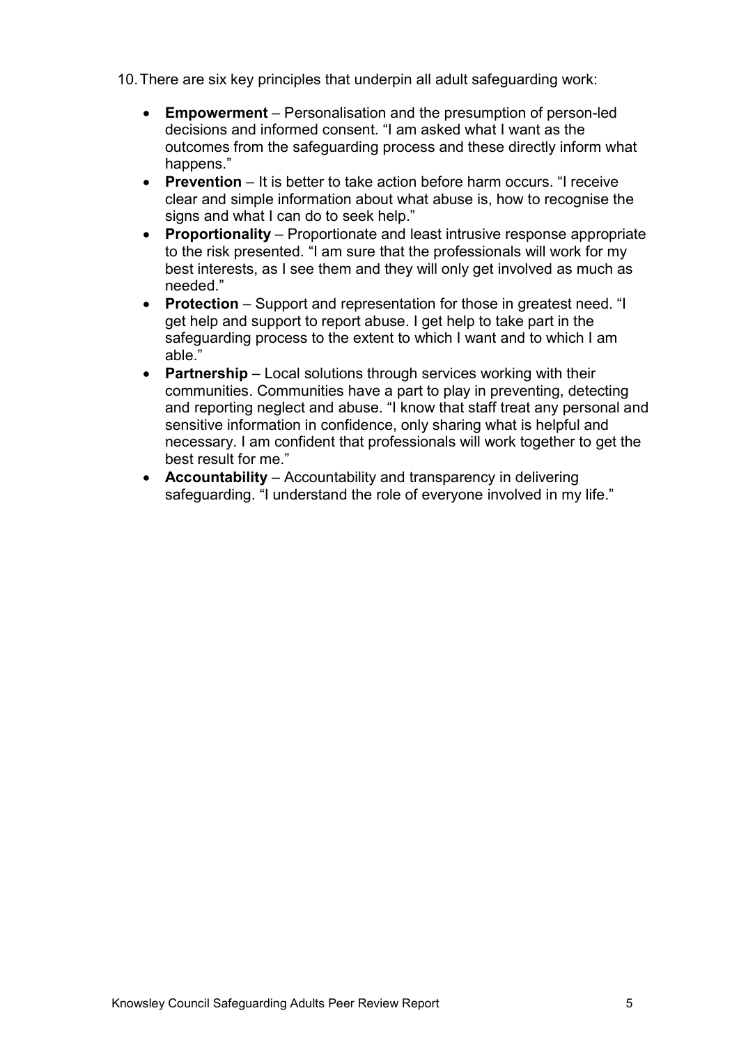10. There are six key principles that underpin all adult safeguarding work:

    - **Empowerment** – Personalisation and the presumption of person-led decisions and informed consent. "I am asked what I want as the outcomes from the safeguarding process and these directly inform what happens."
    - **Prevention** – It is better to take action before harm occurs. "I receive clear and simple information about what abuse is, how to recognise the signs and what I can do to seek help."
    - **Proportionality** – Proportionate and least intrusive response appropriate to the risk presented. "I am sure that the professionals will work for my best interests, as I see them and they will only get involved as much as needed."
    - **Protection** – Support and representation for those in greatest need. "I get help and support to report abuse. I get help to take part in the safeguarding process to the extent to which I want and to which I am able."
    - **Partnership** – Local solutions through services working with their communities. Communities have a part to play in preventing, detecting and reporting neglect and abuse. "I know that staff treat any personal and sensitive information in confidence, only sharing what is helpful and necessary. I am confident that professionals will work together to get the best result for me."
    - **Accountability** – Accountability and transparency in delivering safeguarding. "I understand the role of everyone involved in my life."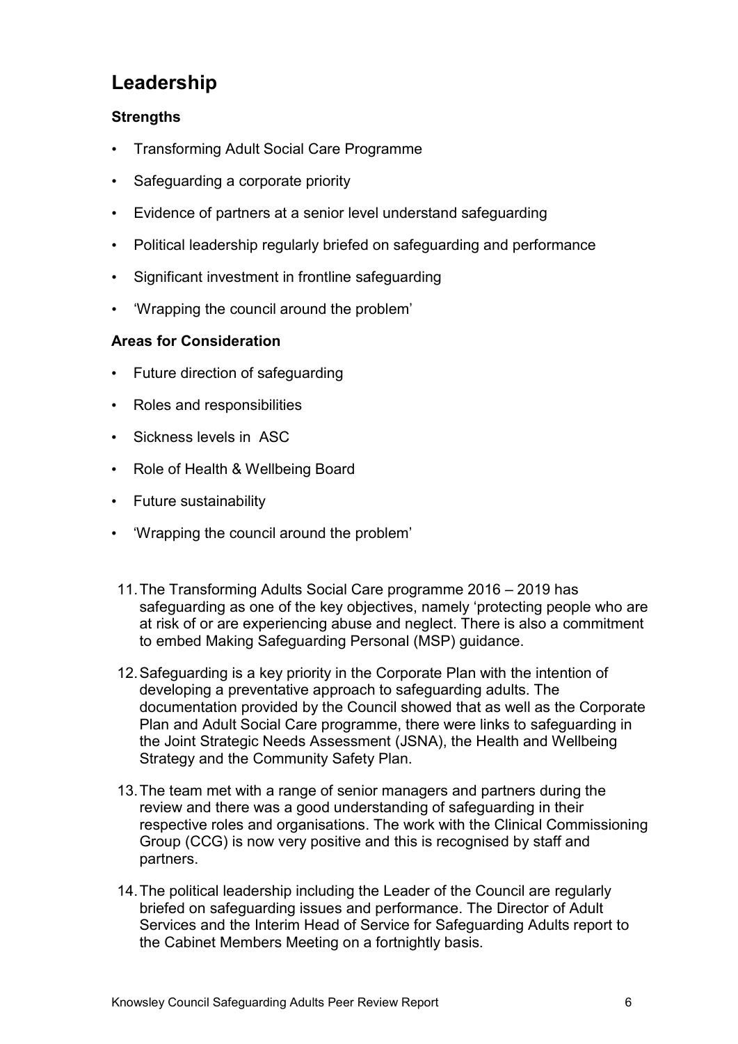## Leadership

### Strengths

- Transforming Adult Social Care Programme
- Safeguarding a corporate priority
- Evidence of partners at a senior level understand safeguarding
- Political leadership regularly briefed on safeguarding and performance
- Significant investment in frontline safeguarding
- 'Wrapping the council around the problem'

### Areas for Consideration

- Future direction of safeguarding
- Roles and responsibilities
- Sickness levels in ASC
- Role of Health & Wellbeing Board
- Future sustainability
- 'Wrapping the council around the problem'

11. The Transforming Adults Social Care programme 2016 – 2019 has safeguarding as one of the key objectives, namely 'protecting people who are at risk of or are experiencing abuse and neglect. There is also a commitment to embed Making Safeguarding Personal (MSP) guidance.

12. Safeguarding is a key priority in the Corporate Plan with the intention of developing a preventative approach to safeguarding adults. The documentation provided by the Council showed that as well as the Corporate Plan and Adult Social Care programme, there were links to safeguarding in the Joint Strategic Needs Assessment (JSNA), the Health and Wellbeing Strategy and the Community Safety Plan.

13. The team met with a range of senior managers and partners during the review and there was a good understanding of safeguarding in their respective roles and organisations. The work with the Clinical Commissioning Group (CCG) is now very positive and this is recognised by staff and partners.

14. The political leadership including the Leader of the Council are regularly briefed on safeguarding issues and performance. The Director of Adult Services and the Interim Head of Service for Safeguarding Adults report to the Cabinet Members Meeting on a fortnightly basis.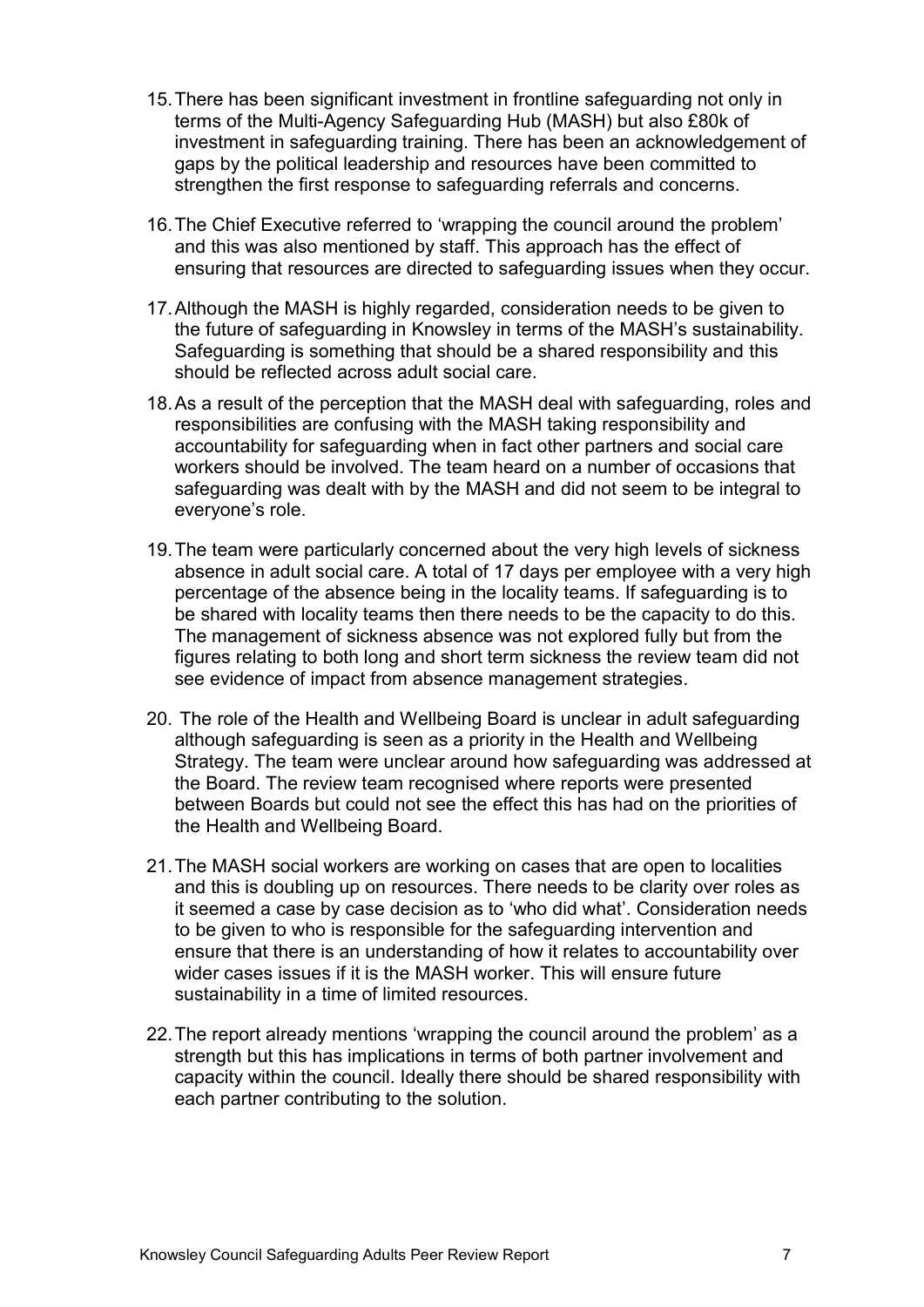15. There has been significant investment in frontline safeguarding not only in terms of the Multi-Agency Safeguarding Hub (MASH) but also £80k of investment in safeguarding training. There has been an acknowledgement of gaps by the political leadership and resources have been committed to strengthen the first response to safeguarding referrals and concerns.

16. The Chief Executive referred to 'wrapping the council around the problem' and this was also mentioned by staff. This approach has the effect of ensuring that resources are directed to safeguarding issues when they occur.

17. Although the MASH is highly regarded, consideration needs to be given to the future of safeguarding in Knowsley in terms of the MASH's sustainability. Safeguarding is something that should be a shared responsibility and this should be reflected across adult social care.

18. As a result of the perception that the MASH deal with safeguarding, roles and responsibilities are confusing with the MASH taking responsibility and accountability for safeguarding when in fact other partners and social care workers should be involved. The team heard on a number of occasions that safeguarding was dealt with by the MASH and did not seem to be integral to everyone's role.

19. The team were particularly concerned about the very high levels of sickness absence in adult social care. A total of 17 days per employee with a very high percentage of the absence being in the locality teams. If safeguarding is to be shared with locality teams then there needs to be the capacity to do this. The management of sickness absence was not explored fully but from the figures relating to both long and short term sickness the review team did not see evidence of impact from absence management strategies.

20. The role of the Health and Wellbeing Board is unclear in adult safeguarding although safeguarding is seen as a priority in the Health and Wellbeing Strategy. The team were unclear around how safeguarding was addressed at the Board. The review team recognised where reports were presented between Boards but could not see the effect this has had on the priorities of the Health and Wellbeing Board.

21. The MASH social workers are working on cases that are open to localities and this is doubling up on resources. There needs to be clarity over roles as it seemed a case by case decision as to 'who did what'. Consideration needs to be given to who is responsible for the safeguarding intervention and ensure that there is an understanding of how it relates to accountability over wider cases issues if it is the MASH worker. This will ensure future sustainability in a time of limited resources.

22. The report already mentions 'wrapping the council around the problem' as a strength but this has implications in terms of both partner involvement and capacity within the council. Ideally there should be shared responsibility with each partner contributing to the solution.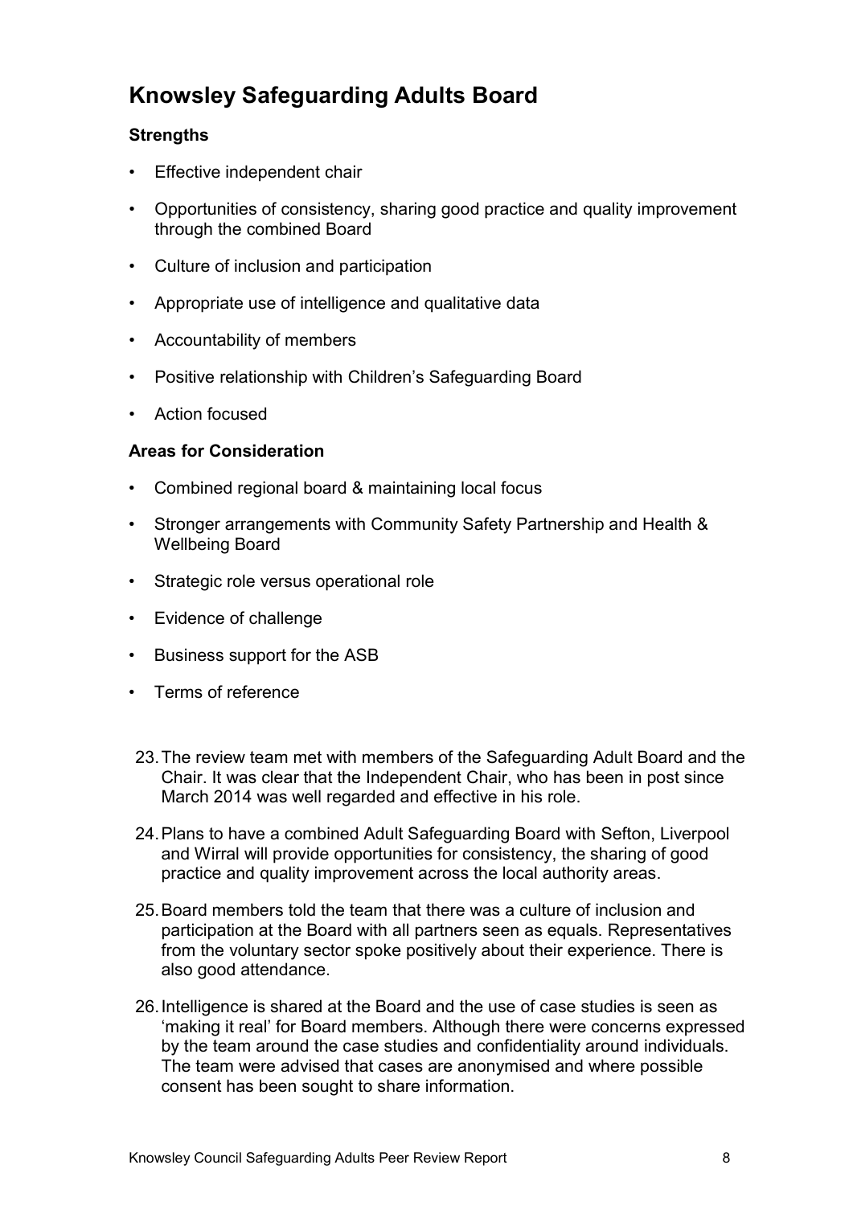## Knowsley Safeguarding Adults Board

**Strengths**

- Effective independent chair
- Opportunities of consistency, sharing good practice and quality improvement through the combined Board
- Culture of inclusion and participation
- Appropriate use of intelligence and qualitative data
- Accountability of members
- Positive relationship with Children's Safeguarding Board
- Action focused

**Areas for Consideration**

- Combined regional board & maintaining local focus
- Stronger arrangements with Community Safety Partnership and Health & Wellbeing Board
- Strategic role versus operational role
- Evidence of challenge
- Business support for the ASB
- Terms of reference

23. The review team met with members of the Safeguarding Adult Board and the Chair. It was clear that the Independent Chair, who has been in post since March 2014 was well regarded and effective in his role.

24. Plans to have a combined Adult Safeguarding Board with Sefton, Liverpool and Wirral will provide opportunities for consistency, the sharing of good practice and quality improvement across the local authority areas.

25. Board members told the team that there was a culture of inclusion and participation at the Board with all partners seen as equals. Representatives from the voluntary sector spoke positively about their experience. There is also good attendance.

26. Intelligence is shared at the Board and the use of case studies is seen as 'making it real' for Board members. Although there were concerns expressed by the team around the case studies and confidentiality around individuals. The team were advised that cases are anonymised and where possible consent has been sought to share information.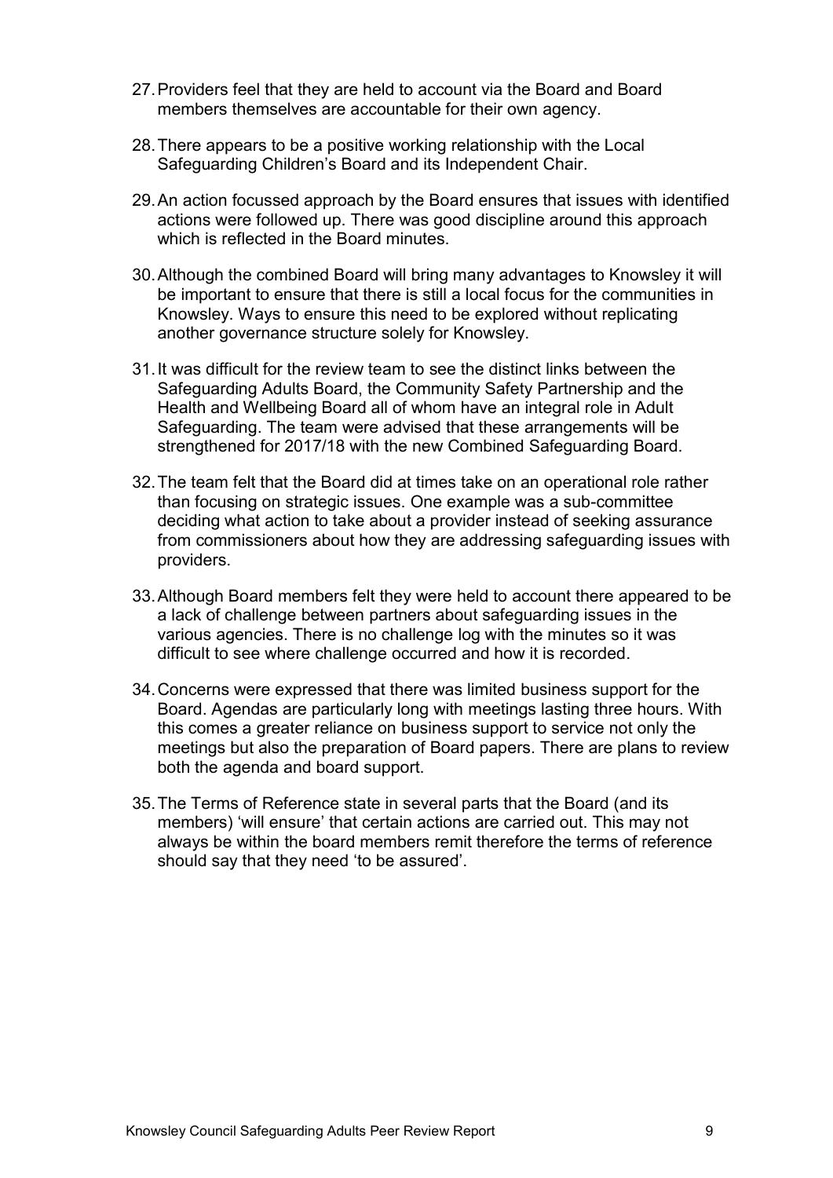27. Providers feel that they are held to account via the Board and Board members themselves are accountable for their own agency.

28. There appears to be a positive working relationship with the Local Safeguarding Children's Board and its Independent Chair.

29. An action focussed approach by the Board ensures that issues with identified actions were followed up. There was good discipline around this approach which is reflected in the Board minutes.

30. Although the combined Board will bring many advantages to Knowsley it will be important to ensure that there is still a local focus for the communities in Knowsley. Ways to ensure this need to be explored without replicating another governance structure solely for Knowsley.

31. It was difficult for the review team to see the distinct links between the Safeguarding Adults Board, the Community Safety Partnership and the Health and Wellbeing Board all of whom have an integral role in Adult Safeguarding. The team were advised that these arrangements will be strengthened for 2017/18 with the new Combined Safeguarding Board.

32. The team felt that the Board did at times take on an operational role rather than focusing on strategic issues. One example was a sub-committee deciding what action to take about a provider instead of seeking assurance from commissioners about how they are addressing safeguarding issues with providers.

33. Although Board members felt they were held to account there appeared to be a lack of challenge between partners about safeguarding issues in the various agencies. There is no challenge log with the minutes so it was difficult to see where challenge occurred and how it is recorded.

34. Concerns were expressed that there was limited business support for the Board. Agendas are particularly long with meetings lasting three hours. With this comes a greater reliance on business support to service not only the meetings but also the preparation of Board papers. There are plans to review both the agenda and board support.

35. The Terms of Reference state in several parts that the Board (and its members) 'will ensure' that certain actions are carried out. This may not always be within the board members remit therefore the terms of reference should say that they need 'to be assured'.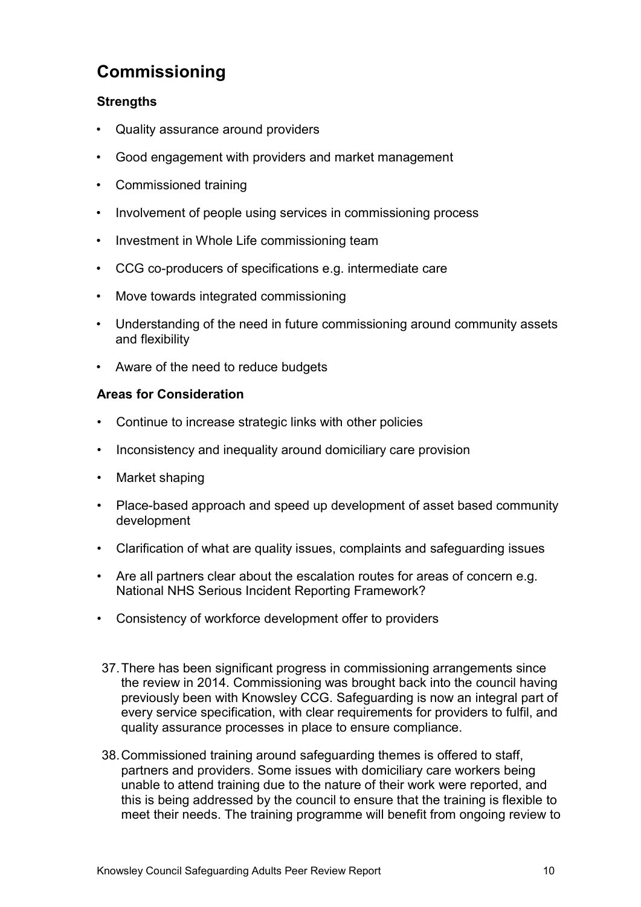## Commissioning

### Strengths

- Quality assurance around providers
- Good engagement with providers and market management
- Commissioned training
- Involvement of people using services in commissioning process
- Investment in Whole Life commissioning team
- CCG co-producers of specifications e.g. intermediate care
- Move towards integrated commissioning
- Understanding of the need in future commissioning around community assets and flexibility
- Aware of the need to reduce budgets

### Areas for Consideration

- Continue to increase strategic links with other policies
- Inconsistency and inequality around domiciliary care provision
- Market shaping
- Place-based approach and speed up development of asset based community development
- Clarification of what are quality issues, complaints and safeguarding issues
- Are all partners clear about the escalation routes for areas of concern e.g. National NHS Serious Incident Reporting Framework?
- Consistency of workforce development offer to providers

37. There has been significant progress in commissioning arrangements since the review in 2014. Commissioning was brought back into the council having previously been with Knowsley CCG. Safeguarding is now an integral part of every service specification, with clear requirements for providers to fulfil, and quality assurance processes in place to ensure compliance.

38. Commissioned training around safeguarding themes is offered to staff, partners and providers. Some issues with domiciliary care workers being unable to attend training due to the nature of their work were reported, and this is being addressed by the council to ensure that the training is flexible to meet their needs. The training programme will benefit from ongoing review to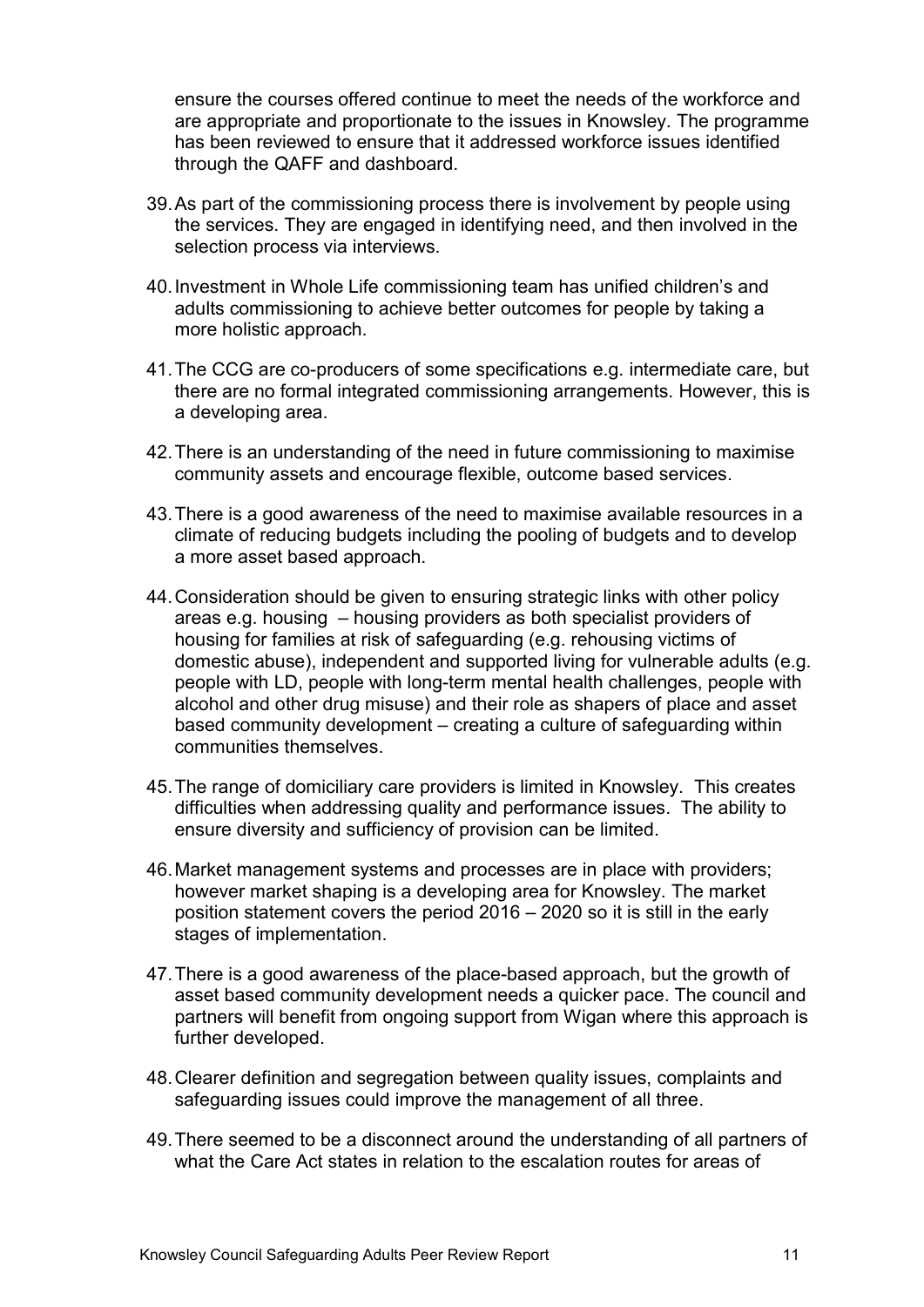ensure the courses offered continue to meet the needs of the workforce and are appropriate and proportionate to the issues in Knowsley. The programme has been reviewed to ensure that it addressed workforce issues identified through the QAFF and dashboard.

39. As part of the commissioning process there is involvement by people using the services. They are engaged in identifying need, and then involved in the selection process via interviews.

40. Investment in Whole Life commissioning team has unified children's and adults commissioning to achieve better outcomes for people by taking a more holistic approach.

41. The CCG are co-producers of some specifications e.g. intermediate care, but there are no formal integrated commissioning arrangements. However, this is a developing area.

42. There is an understanding of the need in future commissioning to maximise community assets and encourage flexible, outcome based services.

43. There is a good awareness of the need to maximise available resources in a climate of reducing budgets including the pooling of budgets and to develop a more asset based approach.

44. Consideration should be given to ensuring strategic links with other policy areas e.g. housing – housing providers as both specialist providers of housing for families at risk of safeguarding (e.g. rehousing victims of domestic abuse), independent and supported living for vulnerable adults (e.g. people with LD, people with long-term mental health challenges, people with alcohol and other drug misuse) and their role as shapers of place and asset based community development – creating a culture of safeguarding within communities themselves.

45. The range of domiciliary care providers is limited in Knowsley. This creates difficulties when addressing quality and performance issues. The ability to ensure diversity and sufficiency of provision can be limited.

46. Market management systems and processes are in place with providers; however market shaping is a developing area for Knowsley. The market position statement covers the period 2016 – 2020 so it is still in the early stages of implementation.

47. There is a good awareness of the place-based approach, but the growth of asset based community development needs a quicker pace. The council and partners will benefit from ongoing support from Wigan where this approach is further developed.

48. Clearer definition and segregation between quality issues, complaints and safeguarding issues could improve the management of all three.

49. There seemed to be a disconnect around the understanding of all partners of what the Care Act states in relation to the escalation routes for areas of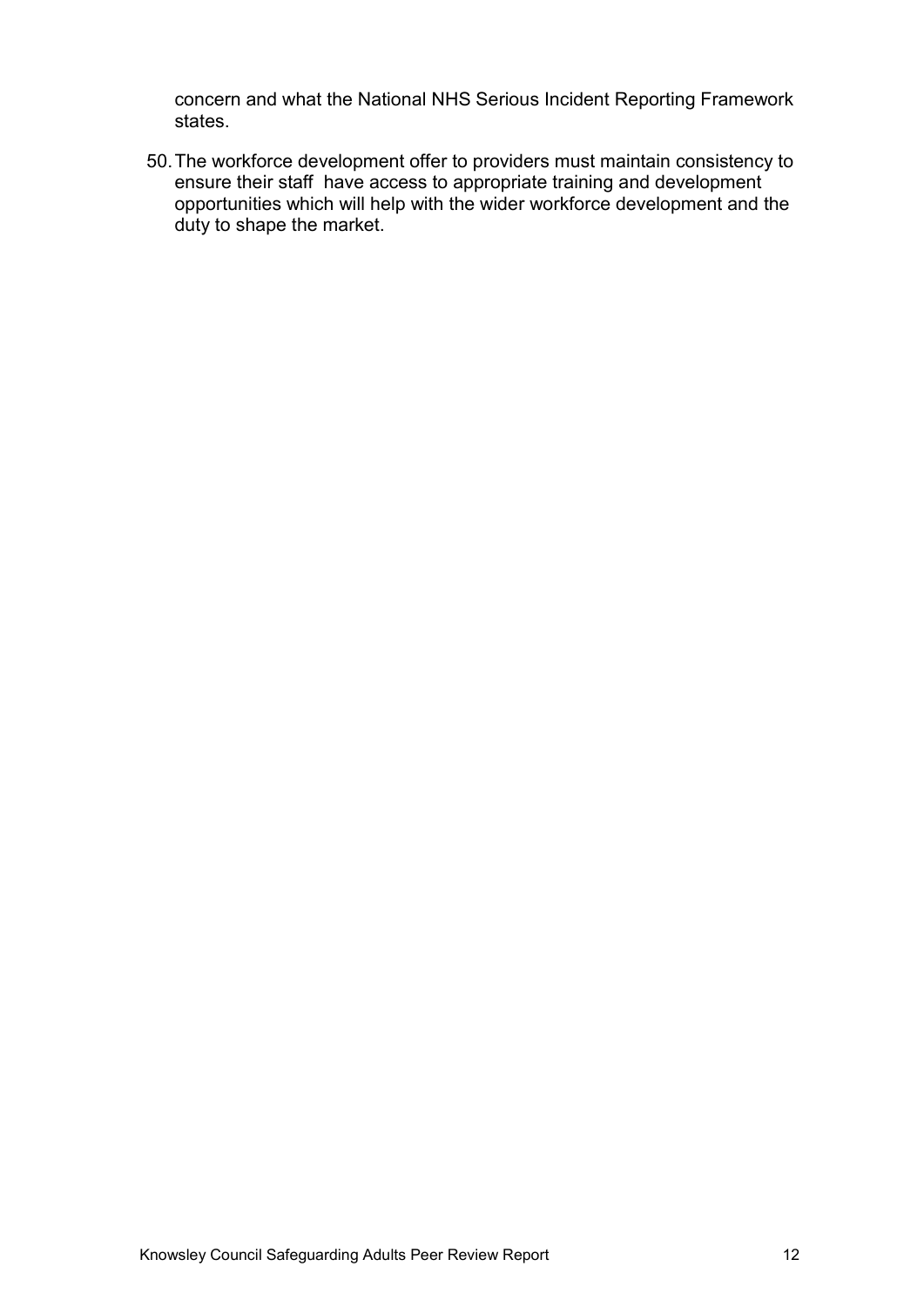concern and what the National NHS Serious Incident Reporting Framework states.

50. The workforce development offer to providers must maintain consistency to ensure their staff have access to appropriate training and development opportunities which will help with the wider workforce development and the duty to shape the market.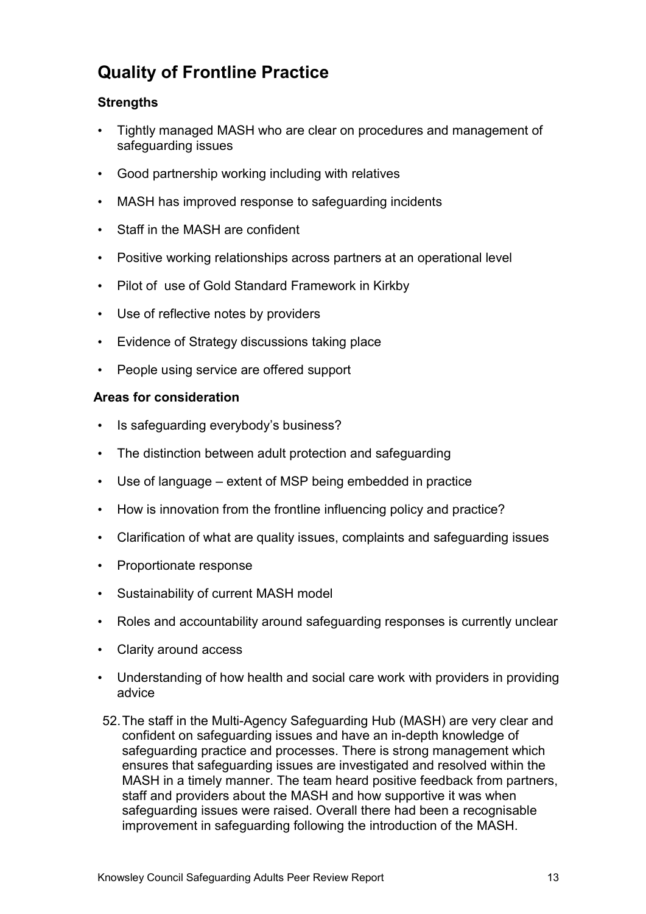## Quality of Frontline Practice

### Strengths

- Tightly managed MASH who are clear on procedures and management of safeguarding issues
- Good partnership working including with relatives
- MASH has improved response to safeguarding incidents
- Staff in the MASH are confident
- Positive working relationships across partners at an operational level
- Pilot of use of Gold Standard Framework in Kirkby
- Use of reflective notes by providers
- Evidence of Strategy discussions taking place
- People using service are offered support

### Areas for consideration

- Is safeguarding everybody's business?
- The distinction between adult protection and safeguarding
- Use of language – extent of MSP being embedded in practice
- How is innovation from the frontline influencing policy and practice?
- Clarification of what are quality issues, complaints and safeguarding issues
- Proportionate response
- Sustainability of current MASH model
- Roles and accountability around safeguarding responses is currently unclear
- Clarity around access
- Understanding of how health and social care work with providers in providing advice

52. The staff in the Multi-Agency Safeguarding Hub (MASH) are very clear and confident on safeguarding issues and have an in-depth knowledge of safeguarding practice and processes. There is strong management which ensures that safeguarding issues are investigated and resolved within the MASH in a timely manner. The team heard positive feedback from partners, staff and providers about the MASH and how supportive it was when safeguarding issues were raised. Overall there had been a recognisable improvement in safeguarding following the introduction of the MASH.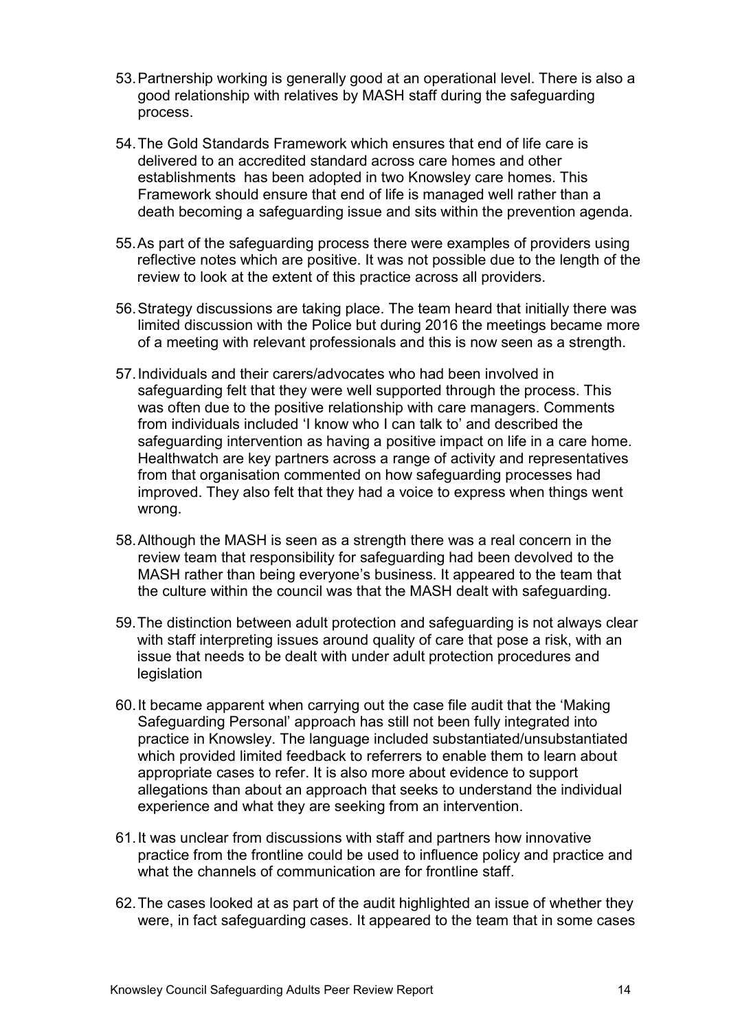53. Partnership working is generally good at an operational level. There is also a good relationship with relatives by MASH staff during the safeguarding process.

54. The Gold Standards Framework which ensures that end of life care is delivered to an accredited standard across care homes and other establishments has been adopted in two Knowsley care homes. This Framework should ensure that end of life is managed well rather than a death becoming a safeguarding issue and sits within the prevention agenda.

55. As part of the safeguarding process there were examples of providers using reflective notes which are positive. It was not possible due to the length of the review to look at the extent of this practice across all providers.

56. Strategy discussions are taking place. The team heard that initially there was limited discussion with the Police but during 2016 the meetings became more of a meeting with relevant professionals and this is now seen as a strength.

57. Individuals and their carers/advocates who had been involved in safeguarding felt that they were well supported through the process. This was often due to the positive relationship with care managers. Comments from individuals included 'I know who I can talk to' and described the safeguarding intervention as having a positive impact on life in a care home. Healthwatch are key partners across a range of activity and representatives from that organisation commented on how safeguarding processes had improved. They also felt that they had a voice to express when things went wrong.

58. Although the MASH is seen as a strength there was a real concern in the review team that responsibility for safeguarding had been devolved to the MASH rather than being everyone's business. It appeared to the team that the culture within the council was that the MASH dealt with safeguarding.

59. The distinction between adult protection and safeguarding is not always clear with staff interpreting issues around quality of care that pose a risk, with an issue that needs to be dealt with under adult protection procedures and legislation

60. It became apparent when carrying out the case file audit that the 'Making Safeguarding Personal' approach has still not been fully integrated into practice in Knowsley. The language included substantiated/unsubstantiated which provided limited feedback to referrers to enable them to learn about appropriate cases to refer. It is also more about evidence to support allegations than about an approach that seeks to understand the individual experience and what they are seeking from an intervention.

61. It was unclear from discussions with staff and partners how innovative practice from the frontline could be used to influence policy and practice and what the channels of communication are for frontline staff.

62. The cases looked at as part of the audit highlighted an issue of whether they were, in fact safeguarding cases. It appeared to the team that in some cases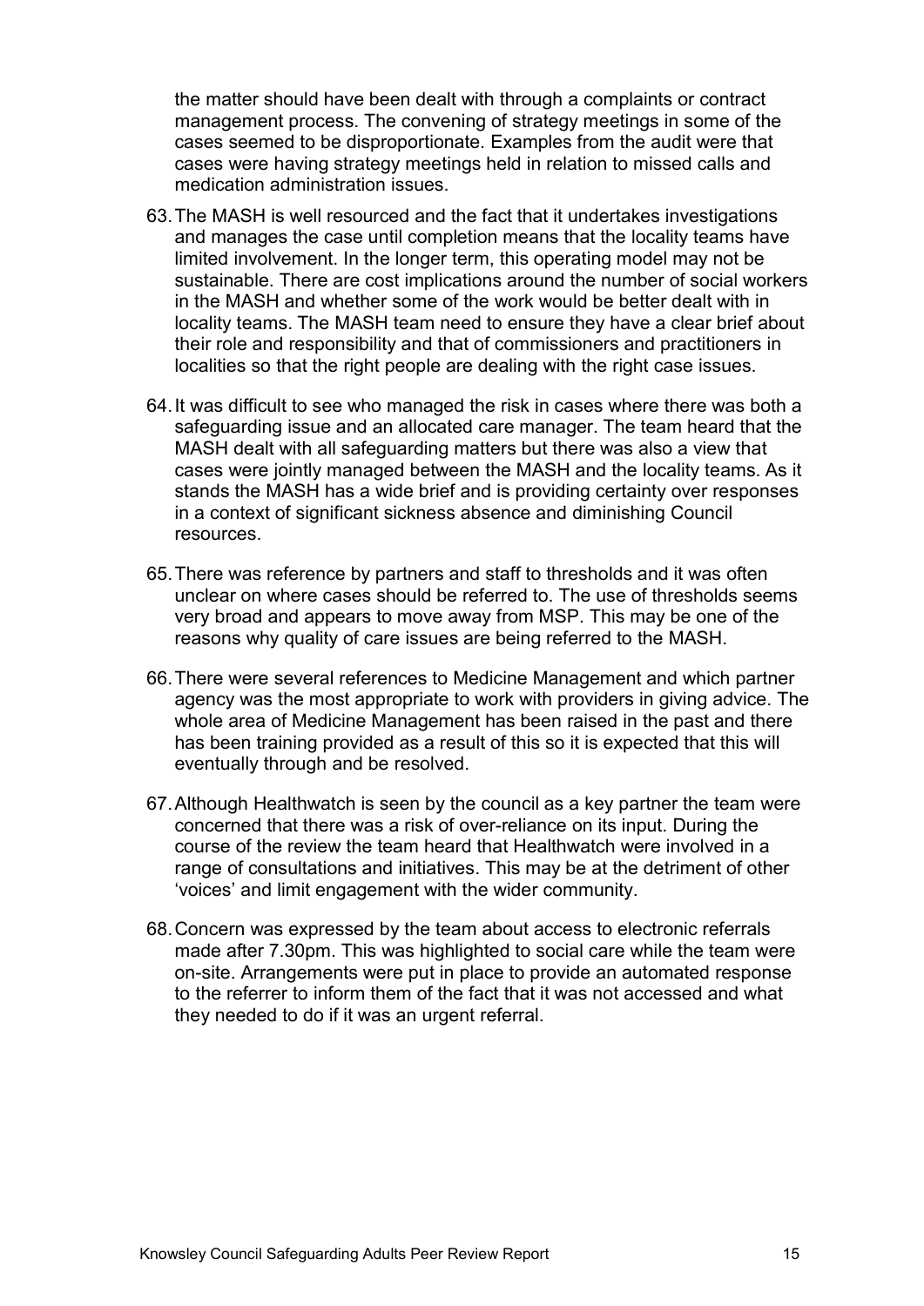the matter should have been dealt with through a complaints or contract management process. The convening of strategy meetings in some of the cases seemed to be disproportionate. Examples from the audit were that cases were having strategy meetings held in relation to missed calls and medication administration issues.

63. The MASH is well resourced and the fact that it undertakes investigations and manages the case until completion means that the locality teams have limited involvement. In the longer term, this operating model may not be sustainable. There are cost implications around the number of social workers in the MASH and whether some of the work would be better dealt with in locality teams. The MASH team need to ensure they have a clear brief about their role and responsibility and that of commissioners and practitioners in localities so that the right people are dealing with the right case issues.

64. It was difficult to see who managed the risk in cases where there was both a safeguarding issue and an allocated care manager. The team heard that the MASH dealt with all safeguarding matters but there was also a view that cases were jointly managed between the MASH and the locality teams. As it stands the MASH has a wide brief and is providing certainty over responses in a context of significant sickness absence and diminishing Council resources.

65. There was reference by partners and staff to thresholds and it was often unclear on where cases should be referred to. The use of thresholds seems very broad and appears to move away from MSP. This may be one of the reasons why quality of care issues are being referred to the MASH.

66. There were several references to Medicine Management and which partner agency was the most appropriate to work with providers in giving advice. The whole area of Medicine Management has been raised in the past and there has been training provided as a result of this so it is expected that this will eventually through and be resolved.

67. Although Healthwatch is seen by the council as a key partner the team were concerned that there was a risk of over-reliance on its input. During the course of the review the team heard that Healthwatch were involved in a range of consultations and initiatives. This may be at the detriment of other 'voices' and limit engagement with the wider community.

68. Concern was expressed by the team about access to electronic referrals made after 7.30pm. This was highlighted to social care while the team were on-site. Arrangements were put in place to provide an automated response to the referrer to inform them of the fact that it was not accessed and what they needed to do if it was an urgent referral.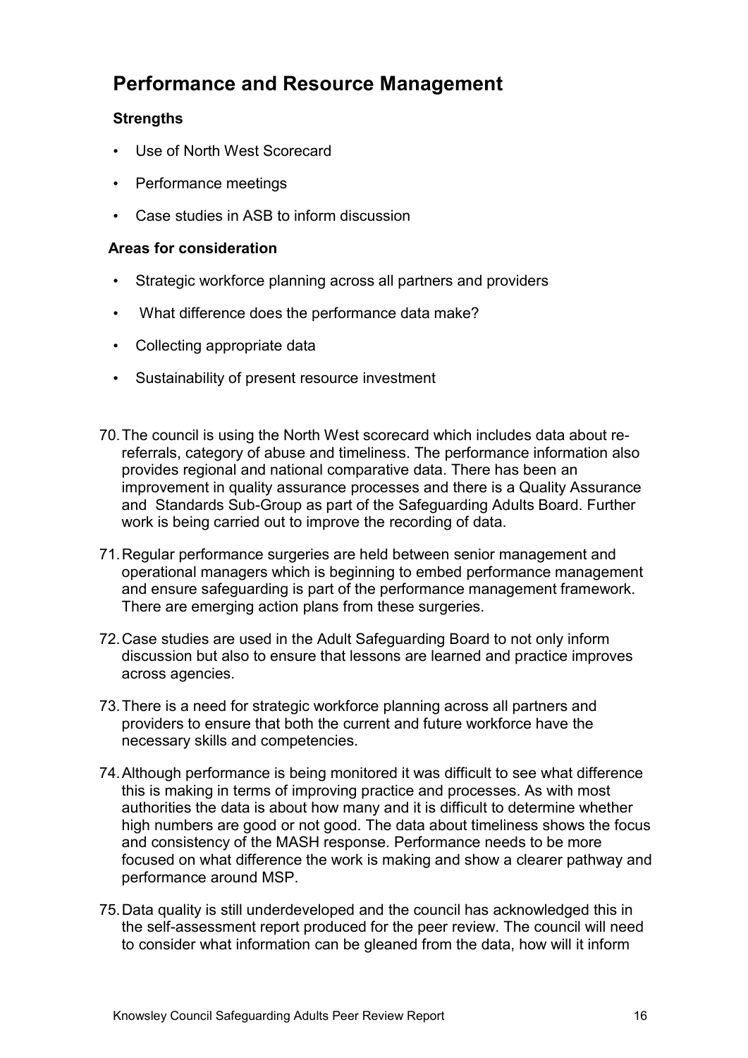## Performance and Resource Management

### Strengths

- Use of North West Scorecard
- Performance meetings
- Case studies in ASB to inform discussion

### Areas for consideration

- Strategic workforce planning across all partners and providers
- What difference does the performance data make?
- Collecting appropriate data
- Sustainability of present resource investment

70. The council is using the North West scorecard which includes data about re-referrals, category of abuse and timeliness. The performance information also provides regional and national comparative data. There has been an improvement in quality assurance processes and there is a Quality Assurance and Standards Sub-Group as part of the Safeguarding Adults Board. Further work is being carried out to improve the recording of data.

71. Regular performance surgeries are held between senior management and operational managers which is beginning to embed performance management and ensure safeguarding is part of the performance management framework. There are emerging action plans from these surgeries.

72. Case studies are used in the Adult Safeguarding Board to not only inform discussion but also to ensure that lessons are learned and practice improves across agencies.

73. There is a need for strategic workforce planning across all partners and providers to ensure that both the current and future workforce have the necessary skills and competencies.

74. Although performance is being monitored it was difficult to see what difference this is making in terms of improving practice and processes. As with most authorities the data is about how many and it is difficult to determine whether high numbers are good or not good. The data about timeliness shows the focus and consistency of the MASH response. Performance needs to be more focused on what difference the work is making and show a clearer pathway and performance around MSP.

75. Data quality is still underdeveloped and the council has acknowledged this in the self-assessment report produced for the peer review. The council will need to consider what information can be gleaned from the data, how will it inform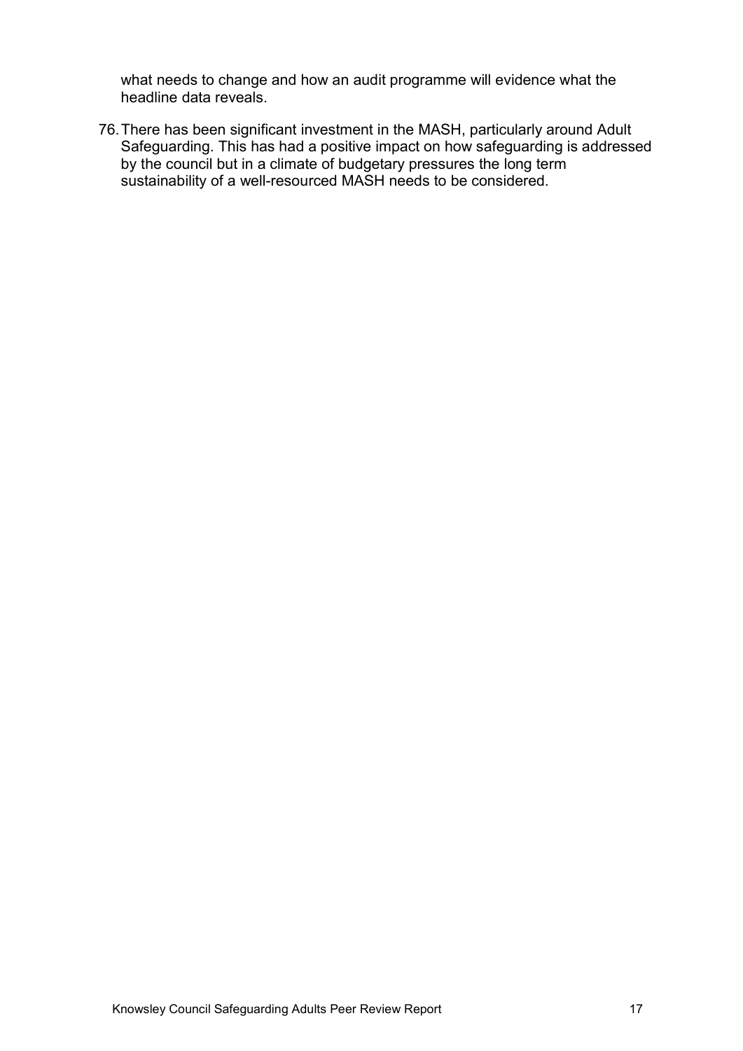what needs to change and how an audit programme will evidence what the headline data reveals.

76. There has been significant investment in the MASH, particularly around Adult Safeguarding. This has had a positive impact on how safeguarding is addressed by the council but in a climate of budgetary pressures the long term sustainability of a well-resourced MASH needs to be considered.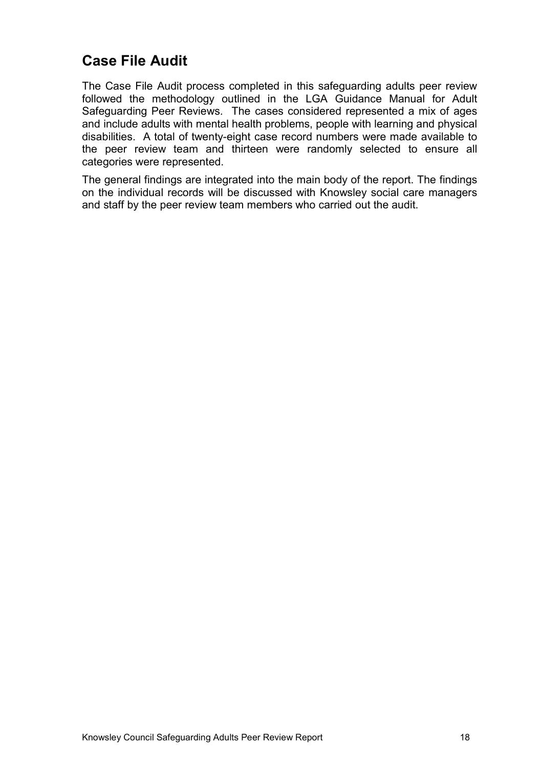## Case File Audit

The Case File Audit process completed in this safeguarding adults peer review followed the methodology outlined in the LGA Guidance Manual for Adult Safeguarding Peer Reviews. The cases considered represented a mix of ages and include adults with mental health problems, people with learning and physical disabilities. A total of twenty-eight case record numbers were made available to the peer review team and thirteen were randomly selected to ensure all categories were represented.

The general findings are integrated into the main body of the report. The findings on the individual records will be discussed with Knowsley social care managers and staff by the peer review team members who carried out the audit.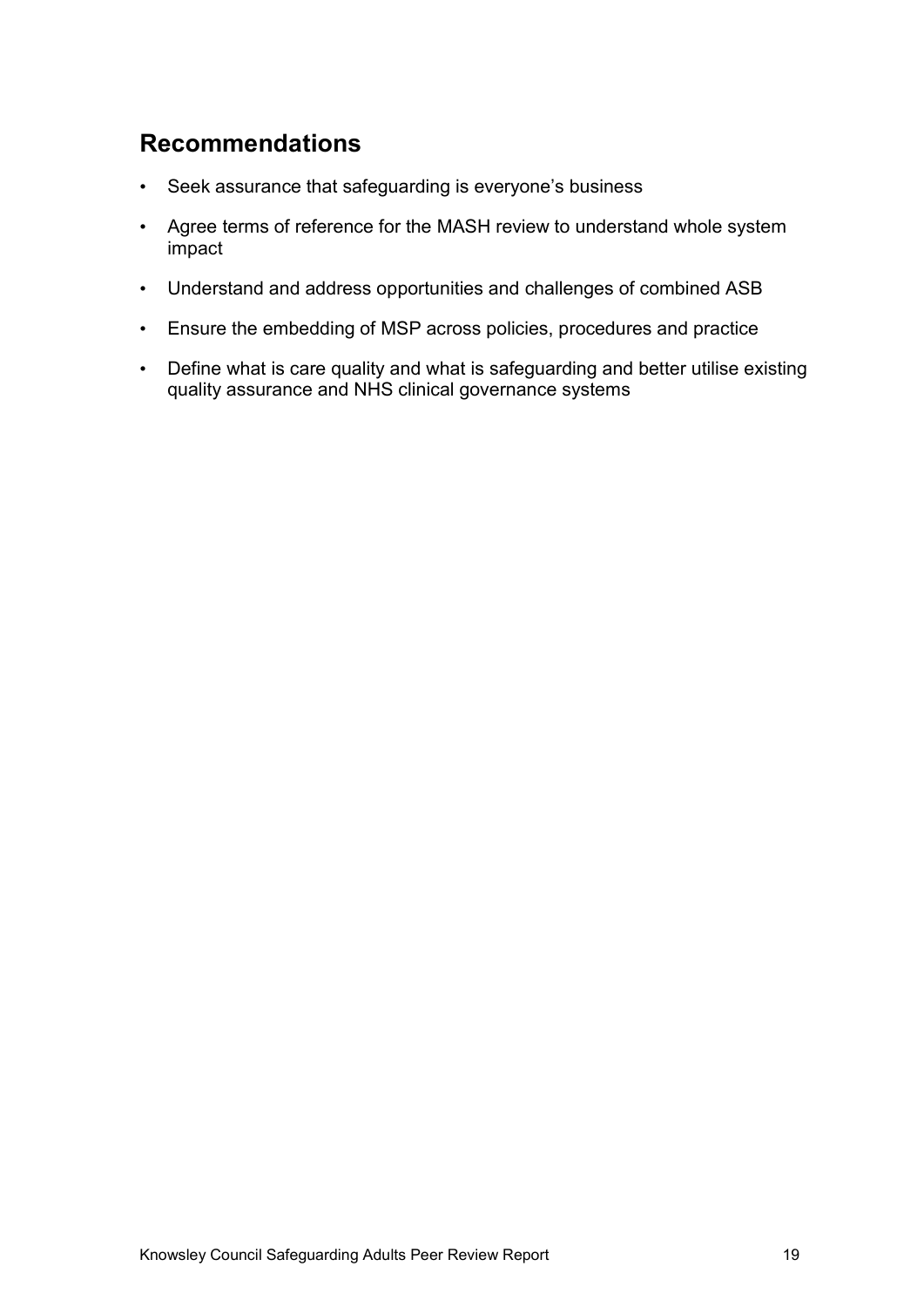## Recommendations

- Seek assurance that safeguarding is everyone's business
- Agree terms of reference for the MASH review to understand whole system impact
- Understand and address opportunities and challenges of combined ASB
- Ensure the embedding of MSP across policies, procedures and practice
- Define what is care quality and what is safeguarding and better utilise existing quality assurance and NHS clinical governance systems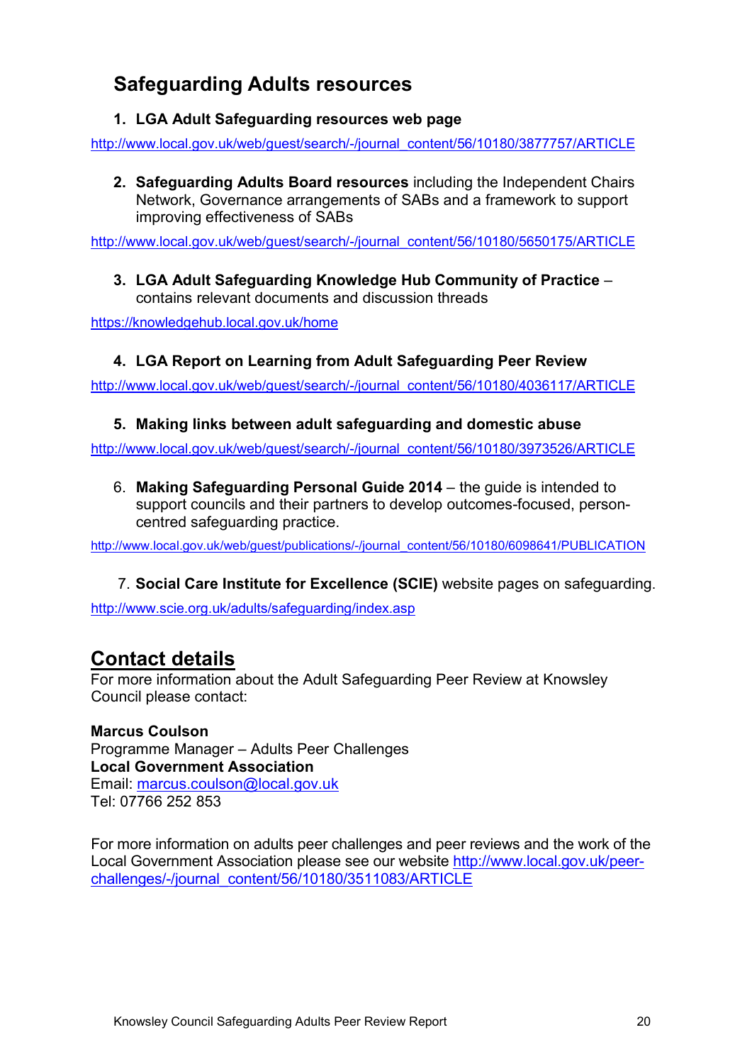## Safeguarding Adults resources

1. **LGA Adult Safeguarding resources web page**

http://www.local.gov.uk/web/guest/search/-/journal_content/56/10180/3877757/ARTICLE

2. **Safeguarding Adults Board resources** including the Independent Chairs Network, Governance arrangements of SABs and a framework to support improving effectiveness of SABs

http://www.local.gov.uk/web/guest/search/-/journal_content/56/10180/5650175/ARTICLE

3. **LGA Adult Safeguarding Knowledge Hub Community of Practice** – contains relevant documents and discussion threads

https://knowledgehub.local.gov.uk/home

4. **LGA Report on Learning from Adult Safeguarding Peer Review**

http://www.local.gov.uk/web/guest/search/-/journal_content/56/10180/4036117/ARTICLE

5. **Making links between adult safeguarding and domestic abuse**

http://www.local.gov.uk/web/guest/search/-/journal_content/56/10180/3973526/ARTICLE

6. **Making Safeguarding Personal Guide 2014** – the guide is intended to support councils and their partners to develop outcomes-focused, person-centred safeguarding practice.

http://www.local.gov.uk/web/guest/publications/-/journal_content/56/10180/6098641/PUBLICATION

7. **Social Care Institute for Excellence (SCIE)** website pages on safeguarding.

http://www.scie.org.uk/adults/safeguarding/index.asp

## Contact details

For more information about the Adult Safeguarding Peer Review at Knowsley Council please contact:

**Marcus Coulson**
Programme Manager – Adults Peer Challenges
**Local Government Association**
Email: marcus.coulson@local.gov.uk
Tel: 07766 252 853

For more information on adults peer challenges and peer reviews and the work of the Local Government Association please see our website http://www.local.gov.uk/peer-challenges/-/journal_content/56/10180/3511083/ARTICLE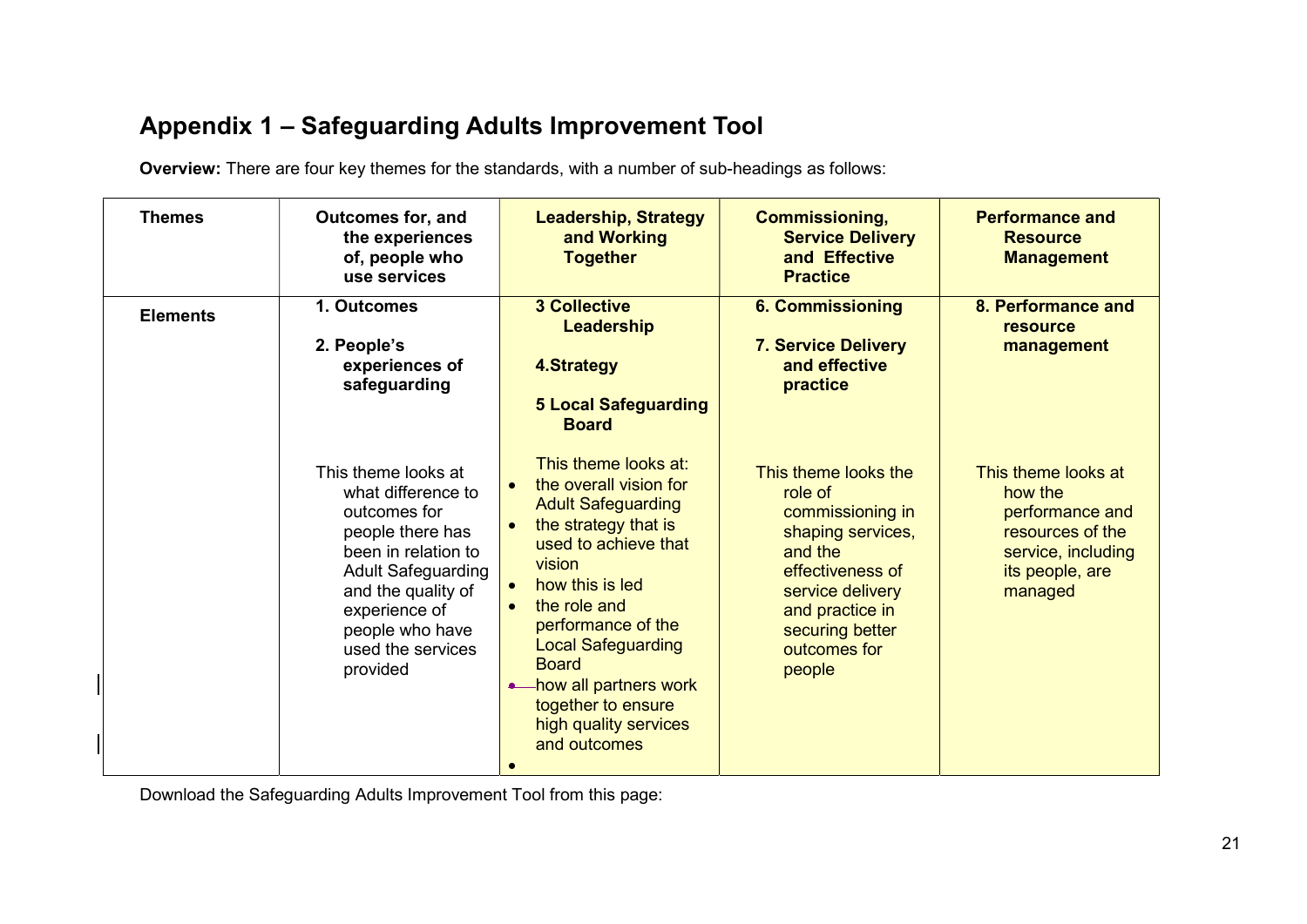## Appendix 1 – Safeguarding Adults Improvement Tool

**Overview:** There are four key themes for the standards, with a number of sub-headings as follows:

| Themes | Outcomes for, and the experiences of, people who use services | Leadership, Strategy and Working Together | Commissioning, Service Delivery and Effective Practice | Performance and Resource Management |
|---|---|---|---|---|
| Elements | **1. Outcomes**<br><br>**2. People's experiences of safeguarding**<br><br>This theme looks at what difference to outcomes for people there has been in relation to Adult Safeguarding and the quality of experience of people who have used the services provided | **3 Collective Leadership**<br><br>**4.Strategy**<br><br>**5 Local Safeguarding Board**<br><br>This theme looks at:<br>• the overall vision for Adult Safeguarding<br>• the strategy that is used to achieve that vision<br>• how this is led<br>• the role and performance of the Local Safeguarding Board<br>• how all partners work together to ensure high quality services and outcomes | **6. Commissioning**<br><br>**7. Service Delivery and effective practice**<br><br>This theme looks the role of commissioning in shaping services, and the effectiveness of service delivery and practice in securing better outcomes for people | **8. Performance and resource management**<br><br>This theme looks at how the performance and resources of the service, including its people, are managed |

Download the Safeguarding Adults Improvement Tool from this page: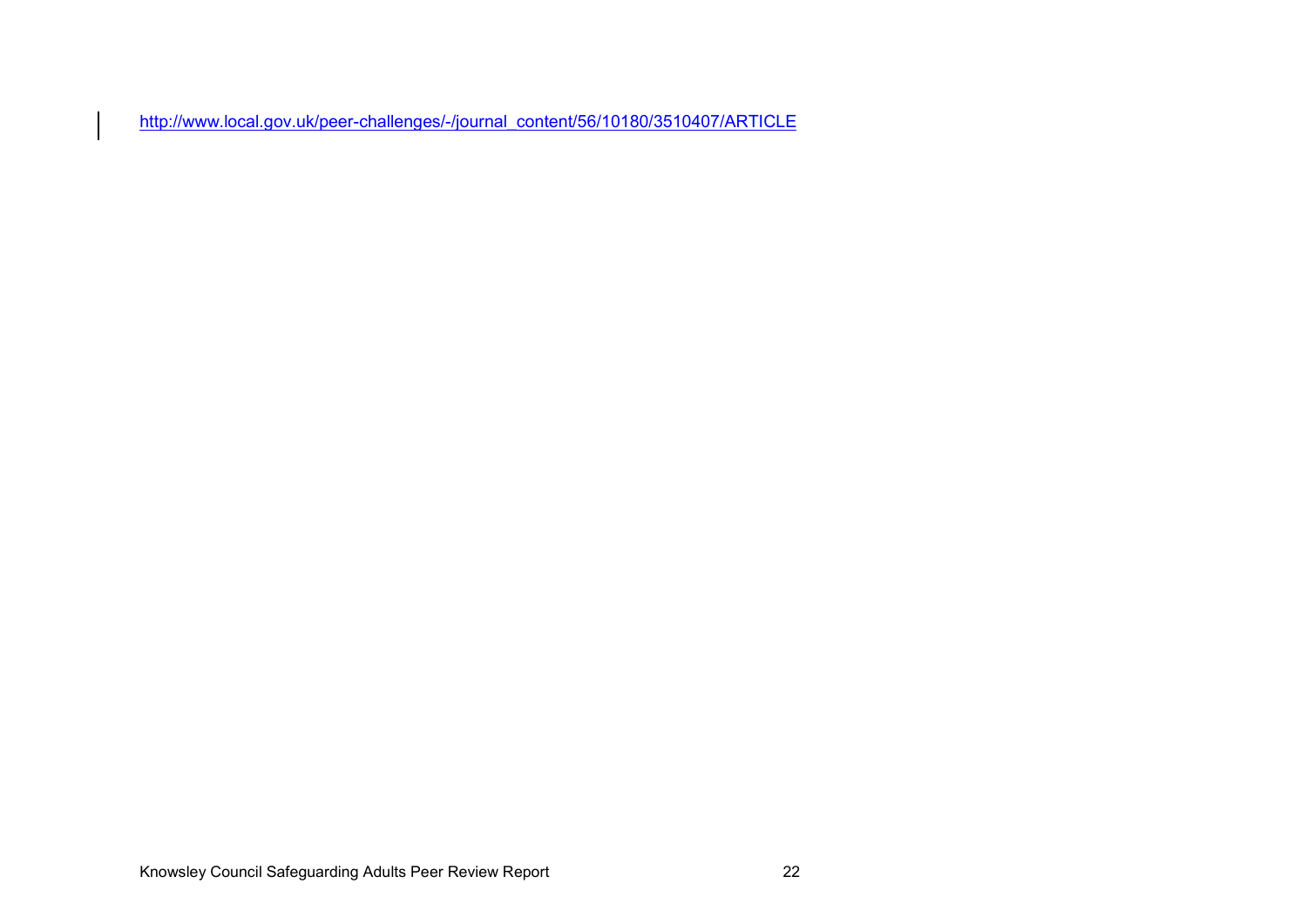http://www.local.gov.uk/peer-challenges/-/journal_content/56/10180/3510407/ARTICLE